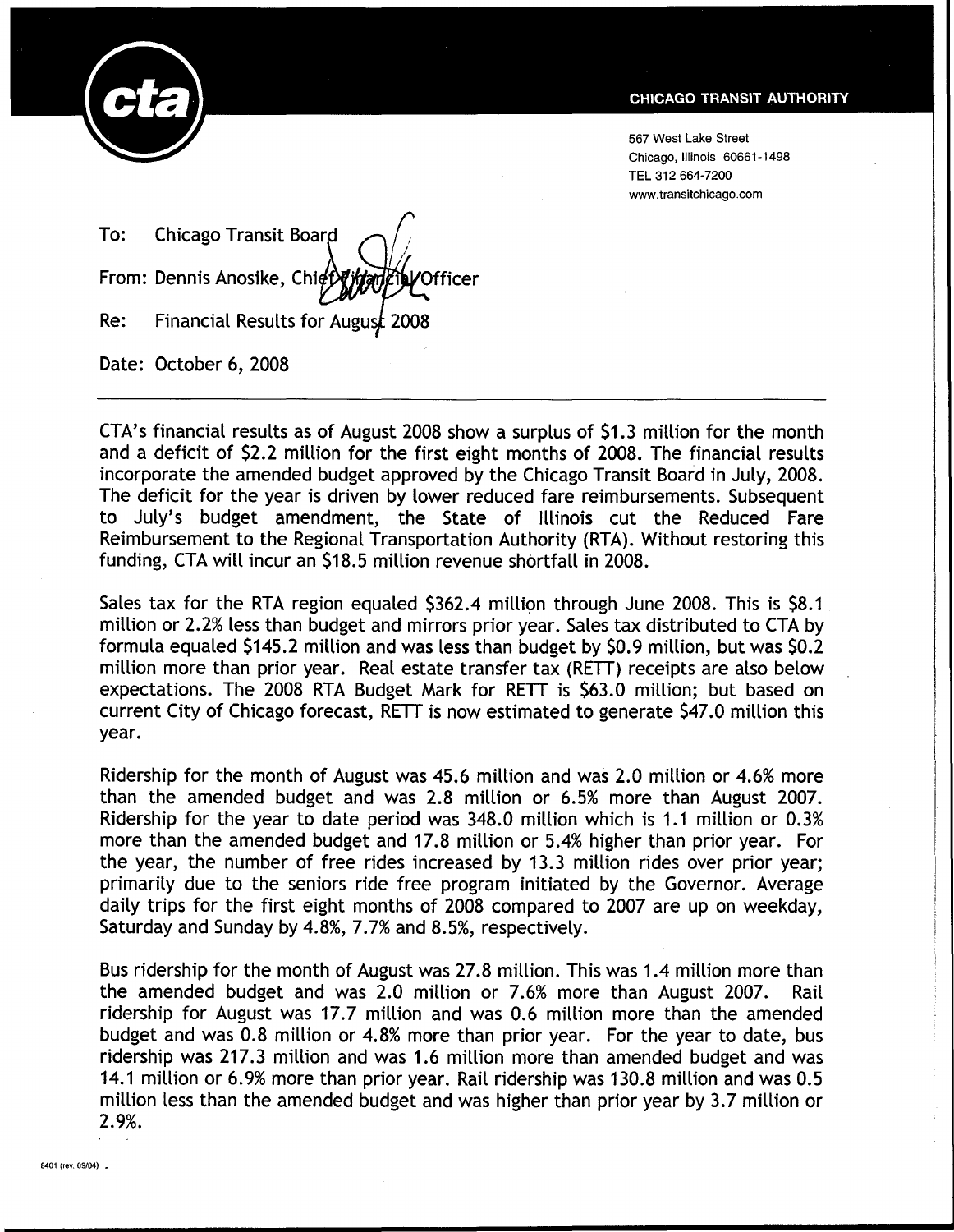**CHICAGO TRANSIT AUTHORITY**

567 West Lake Street
Chicago, Illinois 60661-1498
TEL 312 664-7200
www.transitchicago.com

To: Chicago Transit Board

From: Dennis Anosike, Chief Financial Officer

Re: Financial Results for August 2008

Date: October 6, 2008

---

CTA's financial results as of August 2008 show a surplus of $1.3 million for the month and a deficit of $2.2 million for the first eight months of 2008. The financial results incorporate the amended budget approved by the Chicago Transit Board in July, 2008. The deficit for the year is driven by lower reduced fare reimbursements. Subsequent to July's budget amendment, the State of Illinois cut the Reduced Fare Reimbursement to the Regional Transportation Authority (RTA). Without restoring this funding, CTA will incur an $18.5 million revenue shortfall in 2008.

Sales tax for the RTA region equaled $362.4 million through June 2008. This is $8.1 million or 2.2% less than budget and mirrors prior year. Sales tax distributed to CTA by formula equaled $145.2 million and was less than budget by $0.9 million, but was $0.2 million more than prior year. Real estate transfer tax (RETT) receipts are also below expectations. The 2008 RTA Budget Mark for RETT is $63.0 million; but based on current City of Chicago forecast, RETT is now estimated to generate $47.0 million this year.

Ridership for the month of August was 45.6 million and was 2.0 million or 4.6% more than the amended budget and was 2.8 million or 6.5% more than August 2007. Ridership for the year to date period was 348.0 million which is 1.1 million or 0.3% more than the amended budget and 17.8 million or 5.4% higher than prior year. For the year, the number of free rides increased by 13.3 million rides over prior year; primarily due to the seniors ride free program initiated by the Governor. Average daily trips for the first eight months of 2008 compared to 2007 are up on weekday, Saturday and Sunday by 4.8%, 7.7% and 8.5%, respectively.

Bus ridership for the month of August was 27.8 million. This was 1.4 million more than the amended budget and was 2.0 million or 7.6% more than August 2007. Rail ridership for August was 17.7 million and was 0.6 million more than the amended budget and was 0.8 million or 4.8% more than prior year. For the year to date, bus ridership was 217.3 million and was 1.6 million more than amended budget and was 14.1 million or 6.9% more than prior year. Rail ridership was 130.8 million and was 0.5 million less than the amended budget and was higher than prior year by 3.7 million or 2.9%.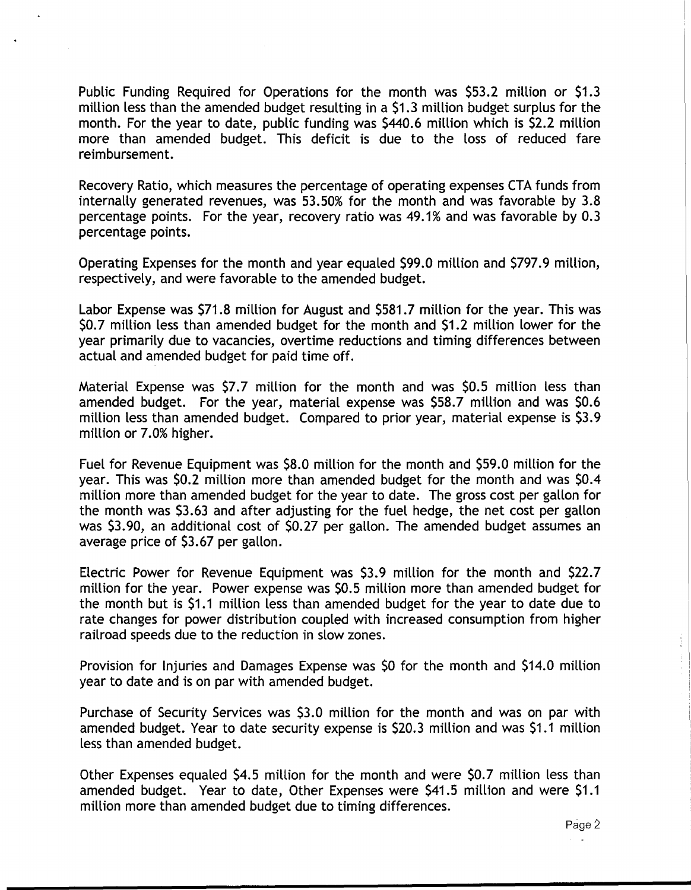Public Funding Required for Operations for the month was $53.2 million or $1.3 million less than the amended budget resulting in a $1.3 million budget surplus for the month. For the year to date, public funding was $440.6 million which is $2.2 million more than amended budget. This deficit is due to the loss of reduced fare reimbursement.

Recovery Ratio, which measures the percentage of operating expenses CTA funds from internally generated revenues, was 53.50% for the month and was favorable by 3.8 percentage points. For the year, recovery ratio was 49.1% and was favorable by 0.3 percentage points.

Operating Expenses for the month and year equaled $99.0 million and $797.9 million, respectively, and were favorable to the amended budget.

Labor Expense was $71.8 million for August and $581.7 million for the year. This was $0.7 million less than amended budget for the month and $1.2 million lower for the year primarily due to vacancies, overtime reductions and timing differences between actual and amended budget for paid time off.

Material Expense was $7.7 million for the month and was $0.5 million less than amended budget. For the year, material expense was $58.7 million and was $0.6 million less than amended budget. Compared to prior year, material expense is $3.9 million or 7.0% higher.

Fuel for Revenue Equipment was $8.0 million for the month and $59.0 million for the year. This was $0.2 million more than amended budget for the month and was $0.4 million more than amended budget for the year to date. The gross cost per gallon for the month was $3.63 and after adjusting for the fuel hedge, the net cost per gallon was $3.90, an additional cost of $0.27 per gallon. The amended budget assumes an average price of $3.67 per gallon.

Electric Power for Revenue Equipment was $3.9 million for the month and $22.7 million for the year. Power expense was $0.5 million more than amended budget for the month but is $1.1 million less than amended budget for the year to date due to rate changes for power distribution coupled with increased consumption from higher railroad speeds due to the reduction in slow zones.

Provision for Injuries and Damages Expense was $0 for the month and $14.0 million year to date and is on par with amended budget.

Purchase of Security Services was $3.0 million for the month and was on par with amended budget. Year to date security expense is $20.3 million and was $1.1 million less than amended budget.

Other Expenses equaled $4.5 million for the month and were $0.7 million less than amended budget. Year to date, Other Expenses were $41.5 million and were $1.1 million more than amended budget due to timing differences.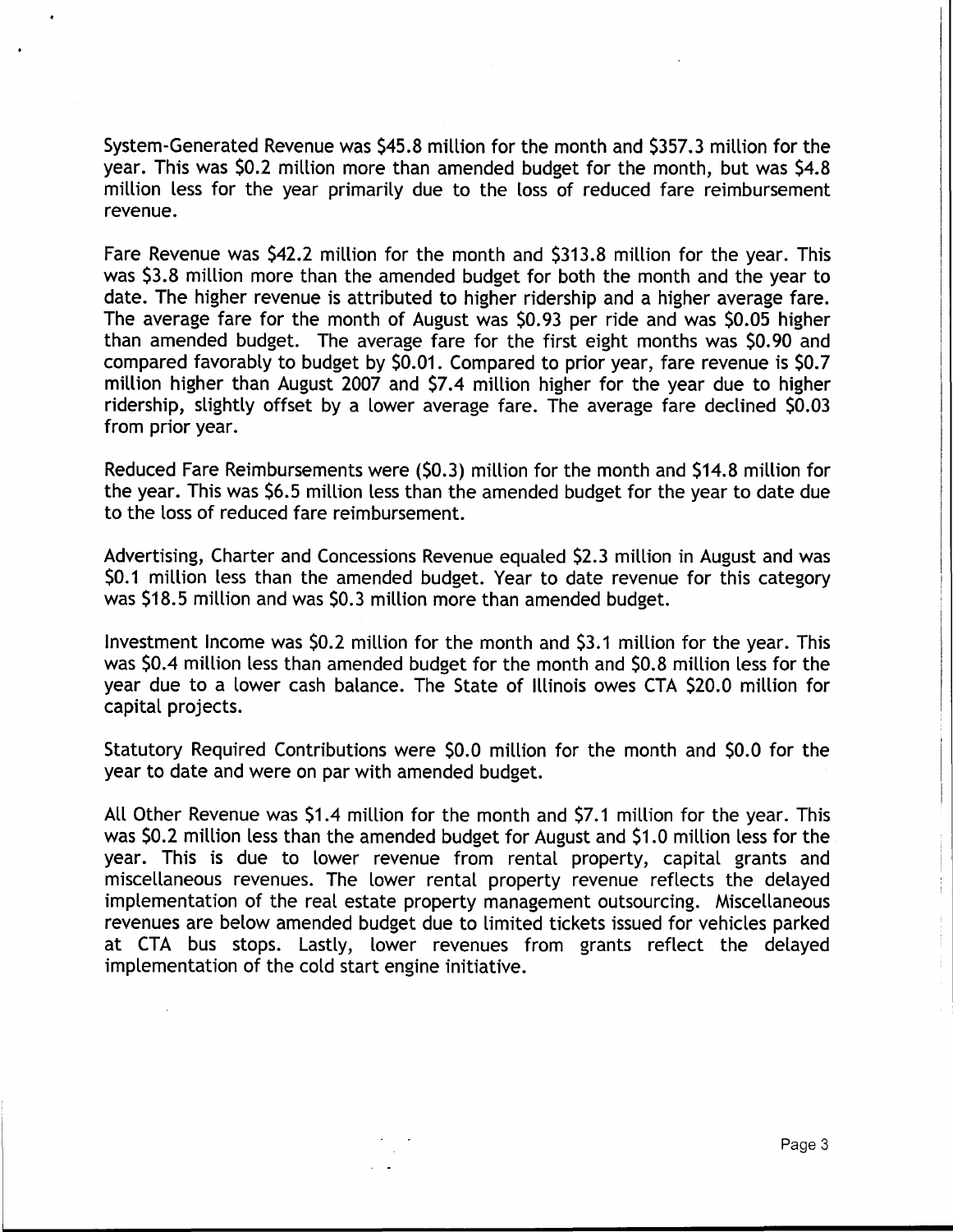System-Generated Revenue was $45.8 million for the month and $357.3 million for the year. This was $0.2 million more than amended budget for the month, but was $4.8 million less for the year primarily due to the loss of reduced fare reimbursement revenue.

Fare Revenue was $42.2 million for the month and $313.8 million for the year. This was $3.8 million more than the amended budget for both the month and the year to date. The higher revenue is attributed to higher ridership and a higher average fare. The average fare for the month of August was $0.93 per ride and was $0.05 higher than amended budget. The average fare for the first eight months was $0.90 and compared favorably to budget by $0.01. Compared to prior year, fare revenue is $0.7 million higher than August 2007 and $7.4 million higher for the year due to higher ridership, slightly offset by a lower average fare. The average fare declined $0.03 from prior year.

Reduced Fare Reimbursements were ($0.3) million for the month and $14.8 million for the year. This was $6.5 million less than the amended budget for the year to date due to the loss of reduced fare reimbursement.

Advertising, Charter and Concessions Revenue equaled $2.3 million in August and was $0.1 million less than the amended budget. Year to date revenue for this category was $18.5 million and was $0.3 million more than amended budget.

Investment Income was $0.2 million for the month and $3.1 million for the year. This was $0.4 million less than amended budget for the month and $0.8 million less for the year due to a lower cash balance. The State of Illinois owes CTA $20.0 million for capital projects.

Statutory Required Contributions were $0.0 million for the month and $0.0 for the year to date and were on par with amended budget.

All Other Revenue was $1.4 million for the month and $7.1 million for the year. This was $0.2 million less than the amended budget for August and $1.0 million less for the year. This is due to lower revenue from rental property, capital grants and miscellaneous revenues. The lower rental property revenue reflects the delayed implementation of the real estate property management outsourcing. Miscellaneous revenues are below amended budget due to limited tickets issued for vehicles parked at CTA bus stops. Lastly, lower revenues from grants reflect the delayed implementation of the cold start engine initiative.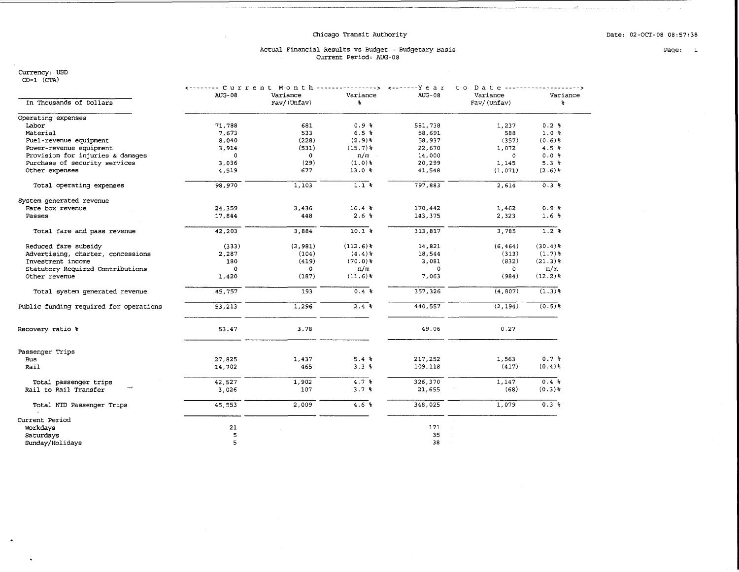Chicago Transit Authority

Date: 02-OCT-08 08:57:38

Actual Financial Results vs Budget - Budgetary Basis
Current Period: AUG-08

Currency: USD
CO=1 (CTA)

| In Thousands of Dollars | Current Month AUG-08 | Current Month Variance Fav/(Unfav) | Current Month Variance % | Year to Date AUG-08 | Year to Date Variance Fav/(Unfav) | Year to Date Variance % |
|---|---|---|---|---|---|---|
| **Operating expenses** | | | | | | |
| Labor | 71,788 | 681 | 0.9 % | 581,738 | 1,237 | 0.2 % |
| Material | 7,673 | 533 | 6.5 % | 58,691 | 588 | 1.0 % |
| Fuel-revenue equipment | 8,040 | (228) | (2.9)% | 58,937 | (357) | (0.6)% |
| Power-revenue equipment | 3,914 | (531) | (15.7)% | 22,670 | 1,072 | 4.5 % |
| Provision for injuries & damages | 0 | 0 | n/m | 14,000 | 0 | 0.0 % |
| Purchase of security services | 3,036 | (29) | (1.0)% | 20,299 | 1,145 | 5.3 % |
| Other expenses | 4,519 | 677 | 13.0 % | 41,548 | (1,071) | (2.6)% |
| Total operating expenses | 98,970 | 1,103 | 1.1 % | 797,883 | 2,614 | 0.3 % |
| **System generated revenue** | | | | | | |
| Fare box revenue | 24,359 | 3,436 | 16.4 % | 170,442 | 1,462 | 0.9 % |
| Passes | 17,844 | 448 | 2.6 % | 143,375 | 2,323 | 1.6 % |
| Total fare and pass revenue | 42,203 | 3,884 | 10.1 % | 313,817 | 3,785 | 1.2 % |
| Reduced fare subsidy | (333) | (2,981) | (112.6)% | 14,821 | (6,464) | (30.4)% |
| Advertising, charter, concessions | 2,287 | (104) | (4.4)% | 18,544 | (313) | (1.7)% |
| Investment income | 180 | (419) | (70.0)% | 3,081 | (832) | (21.3)% |
| Statutory Required Contributions | 0 | 0 | n/m | 0 | 0 | n/m |
| Other revenue | 1,420 | (187) | (11.6)% | 7,063 | (984) | (12.2)% |
| Total system generated revenue | 45,757 | 193 | 0.4 % | 357,326 | (4,807) | (1.3)% |
| Public funding required for operations | 53,213 | 1,296 | 2.4 % | 440,557 | (2,194) | (0.5)% |
| Recovery ratio % | 53.47 | 3.78 | | 49.06 | 0.27 | |
| **Passenger Trips** | | | | | | |
| Bus | 27,825 | 1,437 | 5.4 % | 217,252 | 1,563 | 0.7 % |
| Rail | 14,702 | 465 | 3.3 % | 109,118 | (417) | (0.4)% |
| Total passenger trips | 42,527 | 1,902 | 4.7 % | 326,370 | 1,147 | 0.4 % |
| Rail to Rail Transfer | 3,026 | 107 | 3.7 % | 21,655 | (68) | (0.3)% |
| Total NTD Passenger Trips | 45,553 | 2,009 | 4.6 % | 348,025 | 1,079 | 0.3 % |
| **Current Period** | | | | | | |
| Workdays | 21 | | | 171 | | |
| Saturdays | 5 | | | 35 | | |
| Sunday/Holidays | 5 | | | 38 | | |